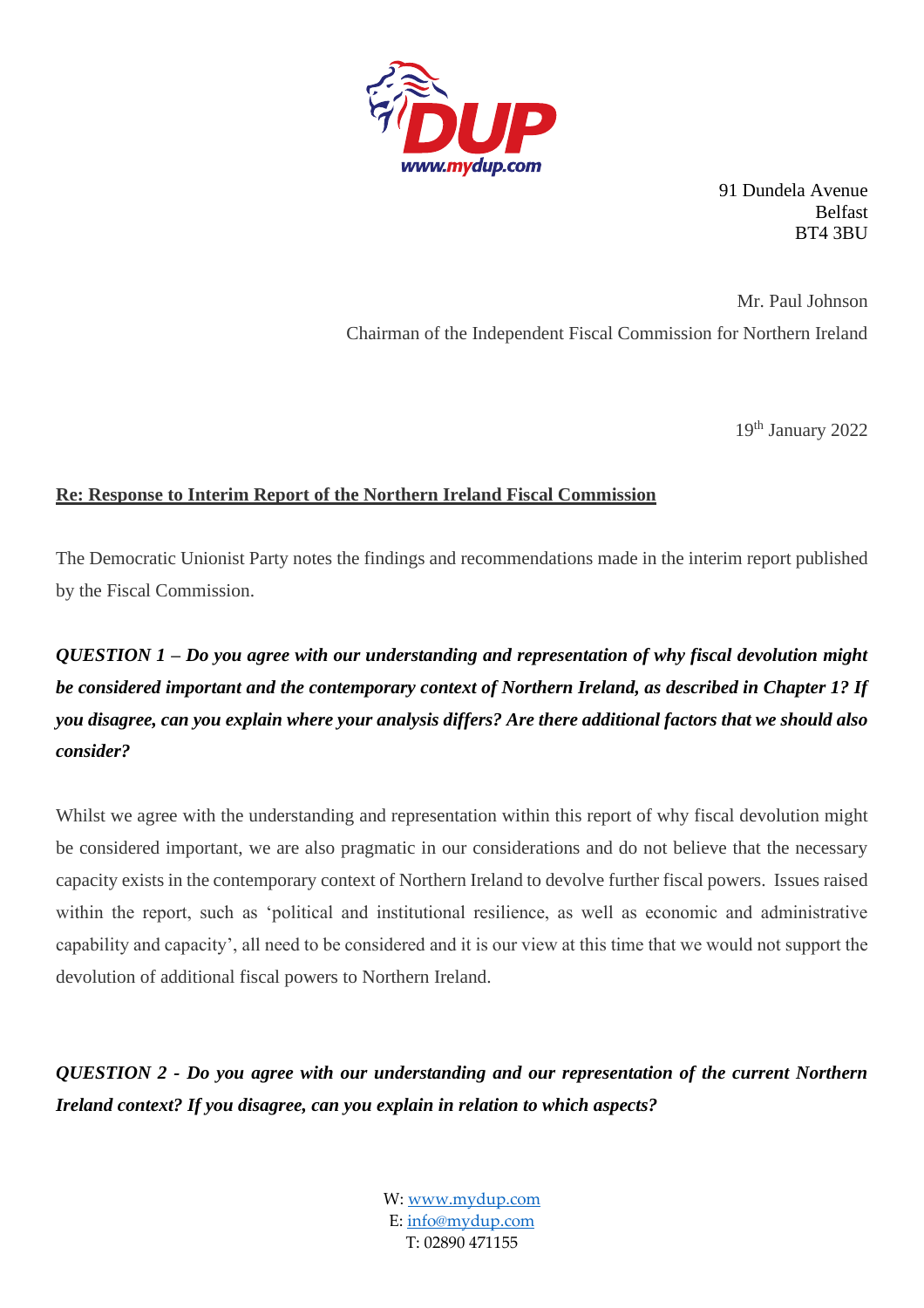91 Dundela Avenue
Belfast
BT4 3BU

Mr. Paul Johnson

Chairman of the Independent Fiscal Commission for Northern Ireland

19th January 2022

**Re: Response to Interim Report of the Northern Ireland Fiscal Commission**

The Democratic Unionist Party notes the findings and recommendations made in the interim report published by the Fiscal Commission.

***QUESTION 1 – Do you agree with our understanding and representation of why fiscal devolution might be considered important and the contemporary context of Northern Ireland, as described in Chapter 1? If you disagree, can you explain where your analysis differs? Are there additional factors that we should also consider?***

Whilst we agree with the understanding and representation within this report of why fiscal devolution might be considered important, we are also pragmatic in our considerations and do not believe that the necessary capacity exists in the contemporary context of Northern Ireland to devolve further fiscal powers. Issues raised within the report, such as 'political and institutional resilience, as well as economic and administrative capability and capacity', all need to be considered and it is our view at this time that we would not support the devolution of additional fiscal powers to Northern Ireland.

***QUESTION 2 - Do you agree with our understanding and our representation of the current Northern Ireland context? If you disagree, can you explain in relation to which aspects?***

W: www.mydup.com
E: info@mydup.com
T: 02890 471155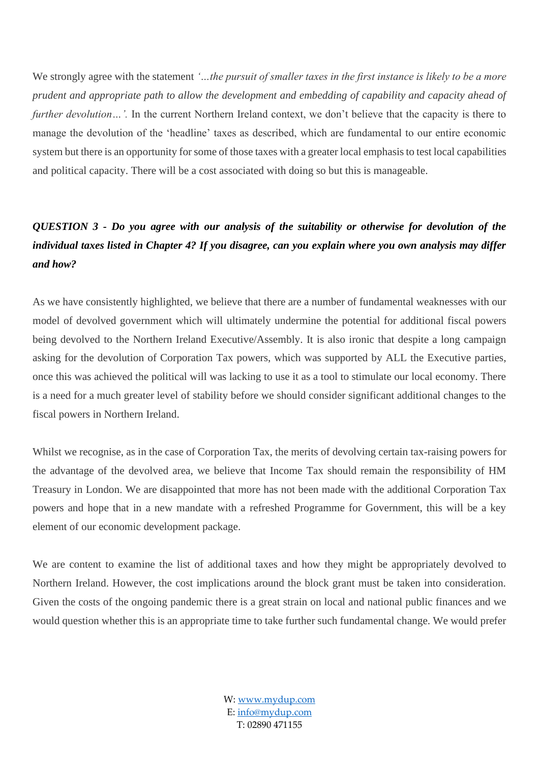We strongly agree with the statement *'…the pursuit of smaller taxes in the first instance is likely to be a more prudent and appropriate path to allow the development and embedding of capability and capacity ahead of further devolution…'.* In the current Northern Ireland context, we don't believe that the capacity is there to manage the devolution of the 'headline' taxes as described, which are fundamental to our entire economic system but there is an opportunity for some of those taxes with a greater local emphasis to test local capabilities and political capacity. There will be a cost associated with doing so but this is manageable.

***QUESTION 3 - Do you agree with our analysis of the suitability or otherwise for devolution of the individual taxes listed in Chapter 4? If you disagree, can you explain where you own analysis may differ and how?***

As we have consistently highlighted, we believe that there are a number of fundamental weaknesses with our model of devolved government which will ultimately undermine the potential for additional fiscal powers being devolved to the Northern Ireland Executive/Assembly. It is also ironic that despite a long campaign asking for the devolution of Corporation Tax powers, which was supported by ALL the Executive parties, once this was achieved the political will was lacking to use it as a tool to stimulate our local economy. There is a need for a much greater level of stability before we should consider significant additional changes to the fiscal powers in Northern Ireland.

Whilst we recognise, as in the case of Corporation Tax, the merits of devolving certain tax-raising powers for the advantage of the devolved area, we believe that Income Tax should remain the responsibility of HM Treasury in London. We are disappointed that more has not been made with the additional Corporation Tax powers and hope that in a new mandate with a refreshed Programme for Government, this will be a key element of our economic development package.

We are content to examine the list of additional taxes and how they might be appropriately devolved to Northern Ireland. However, the cost implications around the block grant must be taken into consideration. Given the costs of the ongoing pandemic there is a great strain on local and national public finances and we would question whether this is an appropriate time to take further such fundamental change. We would prefer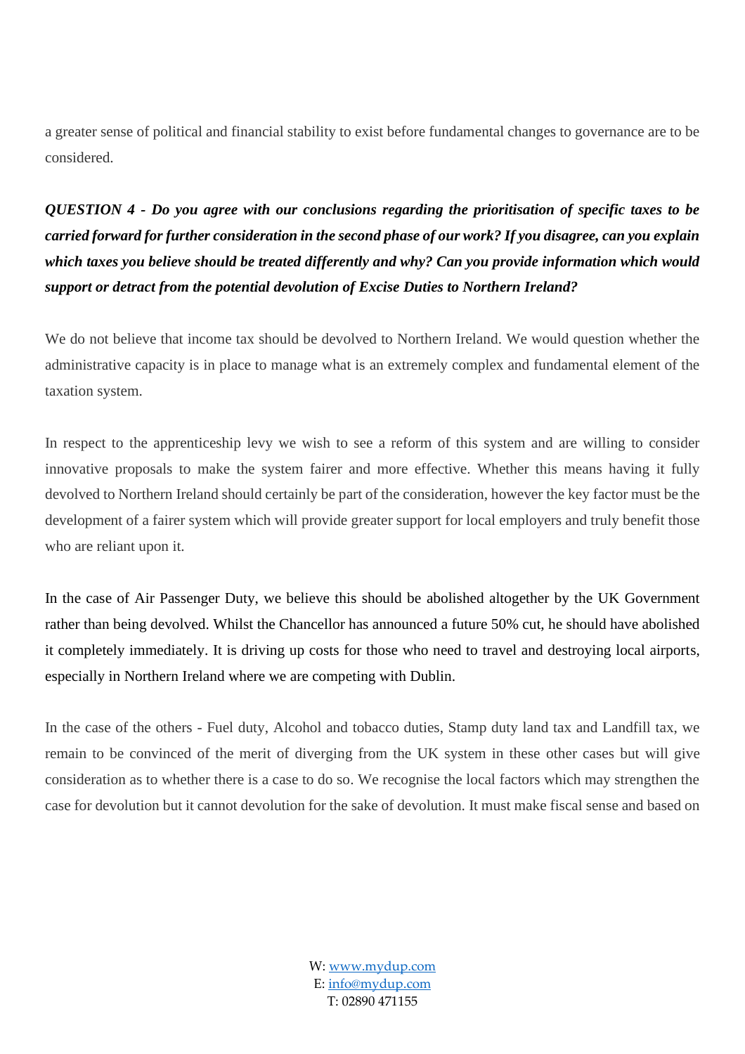a greater sense of political and financial stability to exist before fundamental changes to governance are to be considered.

***QUESTION 4 - Do you agree with our conclusions regarding the prioritisation of specific taxes to be carried forward for further consideration in the second phase of our work? If you disagree, can you explain which taxes you believe should be treated differently and why? Can you provide information which would support or detract from the potential devolution of Excise Duties to Northern Ireland?***

We do not believe that income tax should be devolved to Northern Ireland. We would question whether the administrative capacity is in place to manage what is an extremely complex and fundamental element of the taxation system.

In respect to the apprenticeship levy we wish to see a reform of this system and are willing to consider innovative proposals to make the system fairer and more effective. Whether this means having it fully devolved to Northern Ireland should certainly be part of the consideration, however the key factor must be the development of a fairer system which will provide greater support for local employers and truly benefit those who are reliant upon it.

In the case of Air Passenger Duty, we believe this should be abolished altogether by the UK Government rather than being devolved. Whilst the Chancellor has announced a future 50% cut, he should have abolished it completely immediately. It is driving up costs for those who need to travel and destroying local airports, especially in Northern Ireland where we are competing with Dublin.

In the case of the others - Fuel duty, Alcohol and tobacco duties, Stamp duty land tax and Landfill tax, we remain to be convinced of the merit of diverging from the UK system in these other cases but will give consideration as to whether there is a case to do so. We recognise the local factors which may strengthen the case for devolution but it cannot devolution for the sake of devolution. It must make fiscal sense and based on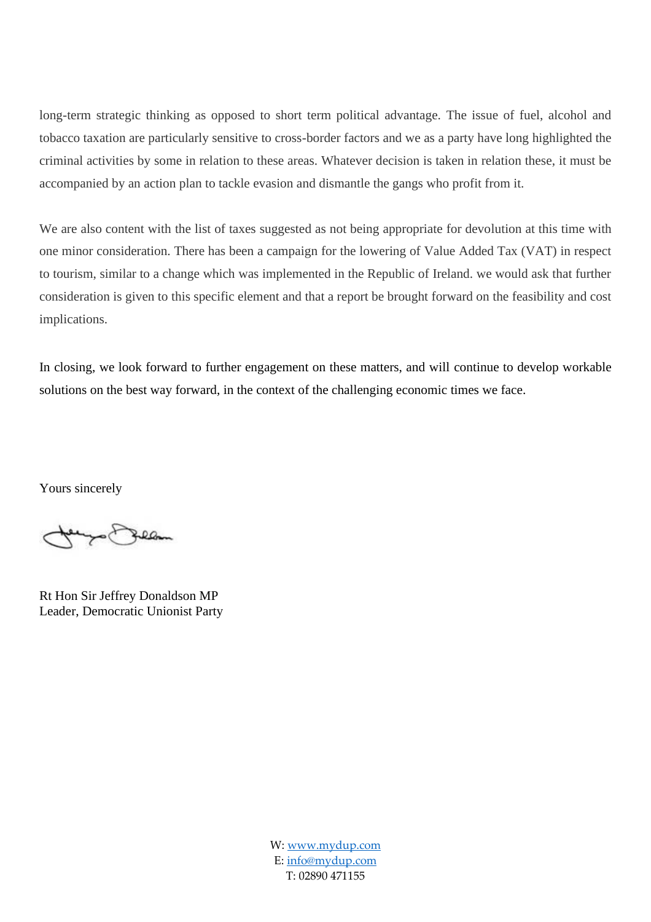long-term strategic thinking as opposed to short term political advantage. The issue of fuel, alcohol and tobacco taxation are particularly sensitive to cross-border factors and we as a party have long highlighted the criminal activities by some in relation to these areas. Whatever decision is taken in relation these, it must be accompanied by an action plan to tackle evasion and dismantle the gangs who profit from it.

We are also content with the list of taxes suggested as not being appropriate for devolution at this time with one minor consideration. There has been a campaign for the lowering of Value Added Tax (VAT) in respect to tourism, similar to a change which was implemented in the Republic of Ireland. we would ask that further consideration is given to this specific element and that a report be brought forward on the feasibility and cost implications.

In closing, we look forward to further engagement on these matters, and will continue to develop workable solutions on the best way forward, in the context of the challenging economic times we face.

Yours sincerely

Rt Hon Sir Jeffrey Donaldson MP
Leader, Democratic Unionist Party

W: www.mydup.com
E: info@mydup.com
T: 02890 471155